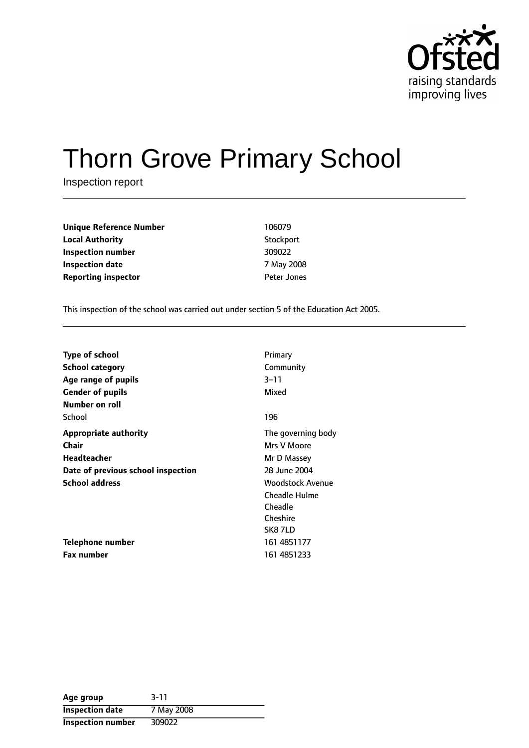Ofsted
raising standards
improving lives

# Thorn Grove Primary School

Inspection report

| | |
|---|---|
| **Unique Reference Number** | 106079 |
| **Local Authority** | Stockport |
| **Inspection number** | 309022 |
| **Inspection date** | 7 May 2008 |
| **Reporting inspector** | Peter Jones |

This inspection of the school was carried out under section 5 of the Education Act 2005.

| | |
|---|---|
| **Type of school** | Primary |
| **School category** | Community |
| **Age range of pupils** | 3–11 |
| **Gender of pupils** | Mixed |
| **Number on roll** | |
| School | 196 |
| **Appropriate authority** | The governing body |
| **Chair** | Mrs V Moore |
| **Headteacher** | Mr D Massey |
| **Date of previous school inspection** | 28 June 2004 |
| **School address** | Woodstock Avenue<br>Cheadle Hulme<br>Cheadle<br>Cheshire<br>SK8 7LD |
| **Telephone number** | 161 4851177 |
| **Fax number** | 161 4851233 |

| | |
|---|---|
| **Age group** | 3-11 |
| **Inspection date** | 7 May 2008 |
| **Inspection number** | 309022 |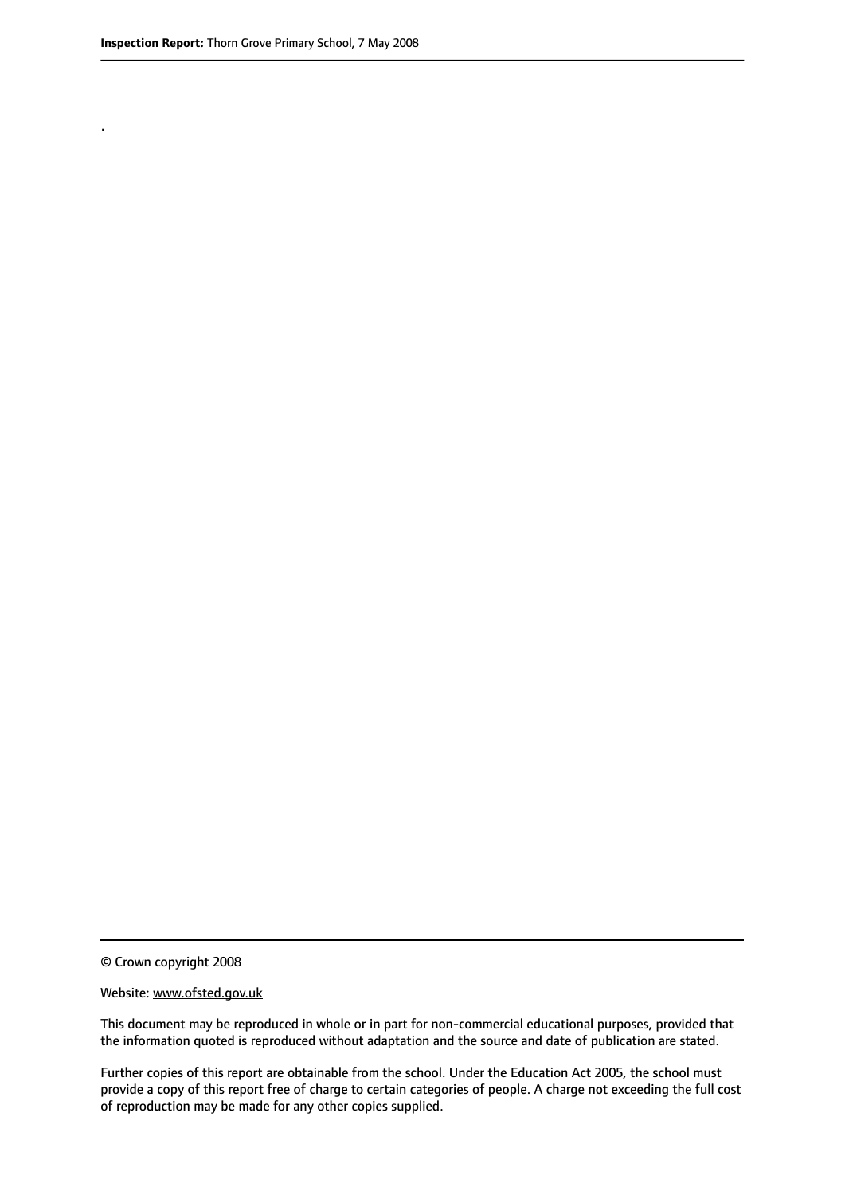.

© Crown copyright 2008

Website: www.ofsted.gov.uk

This document may be reproduced in whole or in part for non-commercial educational purposes, provided that the information quoted is reproduced without adaptation and the source and date of publication are stated.

Further copies of this report are obtainable from the school. Under the Education Act 2005, the school must provide a copy of this report free of charge to certain categories of people. A charge not exceeding the full cost of reproduction may be made for any other copies supplied.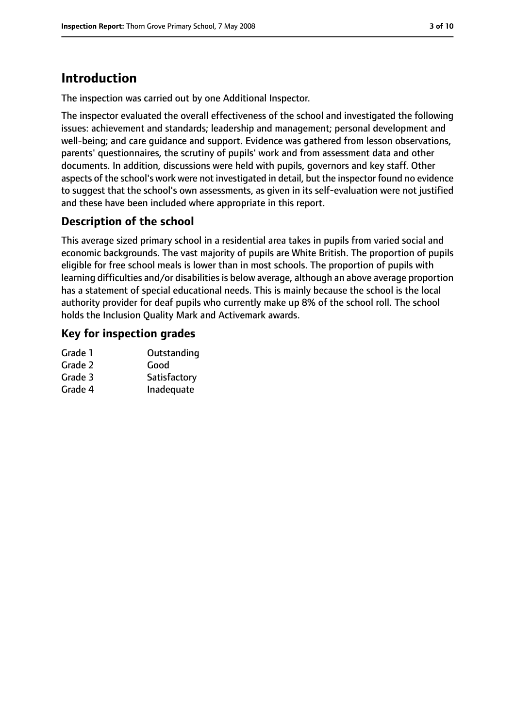# Introduction

The inspection was carried out by one Additional Inspector.

The inspector evaluated the overall effectiveness of the school and investigated the following issues: achievement and standards; leadership and management; personal development and well-being; and care guidance and support. Evidence was gathered from lesson observations, parents' questionnaires, the scrutiny of pupils' work and from assessment data and other documents. In addition, discussions were held with pupils, governors and key staff. Other aspects of the school's work were not investigated in detail, but the inspector found no evidence to suggest that the school's own assessments, as given in its self-evaluation were not justified and these have been included where appropriate in this report.

## Description of the school

This average sized primary school in a residential area takes in pupils from varied social and economic backgrounds. The vast majority of pupils are White British. The proportion of pupils eligible for free school meals is lower than in most schools. The proportion of pupils with learning difficulties and/or disabilities is below average, although an above average proportion has a statement of special educational needs. This is mainly because the school is the local authority provider for deaf pupils who currently make up 8% of the school roll. The school holds the Inclusion Quality Mark and Activemark awards.

## Key for inspection grades

| | |
|---|---|
| Grade 1 | Outstanding |
| Grade 2 | Good |
| Grade 3 | Satisfactory |
| Grade 4 | Inadequate |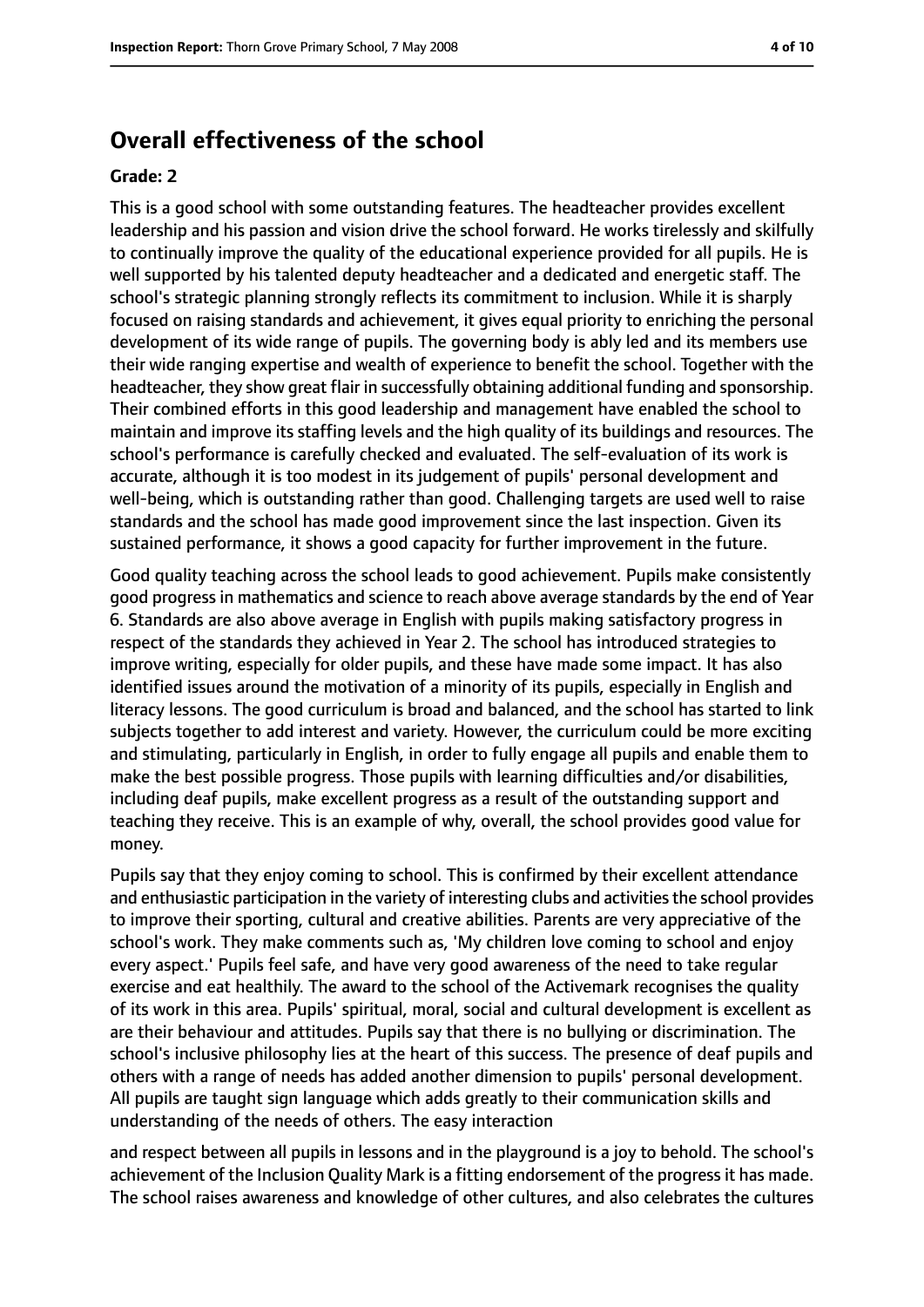## Overall effectiveness of the school

### Grade: 2

This is a good school with some outstanding features. The headteacher provides excellent leadership and his passion and vision drive the school forward. He works tirelessly and skilfully to continually improve the quality of the educational experience provided for all pupils. He is well supported by his talented deputy headteacher and a dedicated and energetic staff. The school's strategic planning strongly reflects its commitment to inclusion. While it is sharply focused on raising standards and achievement, it gives equal priority to enriching the personal development of its wide range of pupils. The governing body is ably led and its members use their wide ranging expertise and wealth of experience to benefit the school. Together with the headteacher, they show great flair in successfully obtaining additional funding and sponsorship. Their combined efforts in this good leadership and management have enabled the school to maintain and improve its staffing levels and the high quality of its buildings and resources. The school's performance is carefully checked and evaluated. The self-evaluation of its work is accurate, although it is too modest in its judgement of pupils' personal development and well-being, which is outstanding rather than good. Challenging targets are used well to raise standards and the school has made good improvement since the last inspection. Given its sustained performance, it shows a good capacity for further improvement in the future.

Good quality teaching across the school leads to good achievement. Pupils make consistently good progress in mathematics and science to reach above average standards by the end of Year 6. Standards are also above average in English with pupils making satisfactory progress in respect of the standards they achieved in Year 2. The school has introduced strategies to improve writing, especially for older pupils, and these have made some impact. It has also identified issues around the motivation of a minority of its pupils, especially in English and literacy lessons. The good curriculum is broad and balanced, and the school has started to link subjects together to add interest and variety. However, the curriculum could be more exciting and stimulating, particularly in English, in order to fully engage all pupils and enable them to make the best possible progress. Those pupils with learning difficulties and/or disabilities, including deaf pupils, make excellent progress as a result of the outstanding support and teaching they receive. This is an example of why, overall, the school provides good value for money.

Pupils say that they enjoy coming to school. This is confirmed by their excellent attendance and enthusiastic participation in the variety of interesting clubs and activities the school provides to improve their sporting, cultural and creative abilities. Parents are very appreciative of the school's work. They make comments such as, 'My children love coming to school and enjoy every aspect.' Pupils feel safe, and have very good awareness of the need to take regular exercise and eat healthily. The award to the school of the Activemark recognises the quality of its work in this area. Pupils' spiritual, moral, social and cultural development is excellent as are their behaviour and attitudes. Pupils say that there is no bullying or discrimination. The school's inclusive philosophy lies at the heart of this success. The presence of deaf pupils and others with a range of needs has added another dimension to pupils' personal development. All pupils are taught sign language which adds greatly to their communication skills and understanding of the needs of others. The easy interaction and respect between all pupils in lessons and in the playground is a joy to behold. The school's achievement of the Inclusion Quality Mark is a fitting endorsement of the progress it has made. The school raises awareness and knowledge of other cultures, and also celebrates the cultures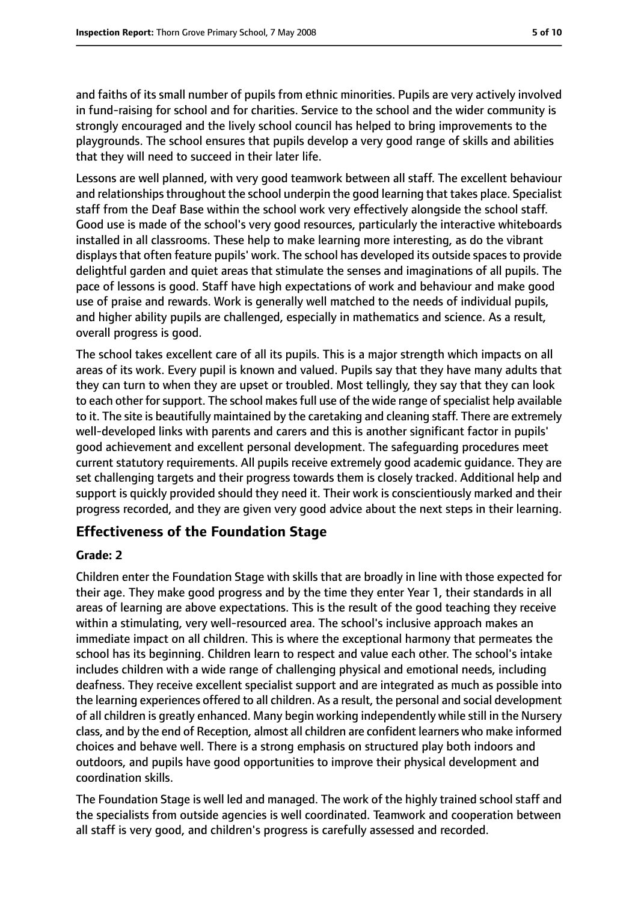and faiths of its small number of pupils from ethnic minorities. Pupils are very actively involved in fund-raising for school and for charities. Service to the school and the wider community is strongly encouraged and the lively school council has helped to bring improvements to the playgrounds. The school ensures that pupils develop a very good range of skills and abilities that they will need to succeed in their later life.

Lessons are well planned, with very good teamwork between all staff. The excellent behaviour and relationships throughout the school underpin the good learning that takes place. Specialist staff from the Deaf Base within the school work very effectively alongside the school staff. Good use is made of the school's very good resources, particularly the interactive whiteboards installed in all classrooms. These help to make learning more interesting, as do the vibrant displays that often feature pupils' work. The school has developed its outside spaces to provide delightful garden and quiet areas that stimulate the senses and imaginations of all pupils. The pace of lessons is good. Staff have high expectations of work and behaviour and make good use of praise and rewards. Work is generally well matched to the needs of individual pupils, and higher ability pupils are challenged, especially in mathematics and science. As a result, overall progress is good.

The school takes excellent care of all its pupils. This is a major strength which impacts on all areas of its work. Every pupil is known and valued. Pupils say that they have many adults that they can turn to when they are upset or troubled. Most tellingly, they say that they can look to each other for support. The school makes full use of the wide range of specialist help available to it. The site is beautifully maintained by the caretaking and cleaning staff. There are extremely well-developed links with parents and carers and this is another significant factor in pupils' good achievement and excellent personal development. The safeguarding procedures meet current statutory requirements. All pupils receive extremely good academic guidance. They are set challenging targets and their progress towards them is closely tracked. Additional help and support is quickly provided should they need it. Their work is conscientiously marked and their progress recorded, and they are given very good advice about the next steps in their learning.

## Effectiveness of the Foundation Stage

### Grade: 2

Children enter the Foundation Stage with skills that are broadly in line with those expected for their age. They make good progress and by the time they enter Year 1, their standards in all areas of learning are above expectations. This is the result of the good teaching they receive within a stimulating, very well-resourced area. The school's inclusive approach makes an immediate impact on all children. This is where the exceptional harmony that permeates the school has its beginning. Children learn to respect and value each other. The school's intake includes children with a wide range of challenging physical and emotional needs, including deafness. They receive excellent specialist support and are integrated as much as possible into the learning experiences offered to all children. As a result, the personal and social development of all children is greatly enhanced. Many begin working independently while still in the Nursery class, and by the end of Reception, almost all children are confident learners who make informed choices and behave well. There is a strong emphasis on structured play both indoors and outdoors, and pupils have good opportunities to improve their physical development and coordination skills.

The Foundation Stage is well led and managed. The work of the highly trained school staff and the specialists from outside agencies is well coordinated. Teamwork and cooperation between all staff is very good, and children's progress is carefully assessed and recorded.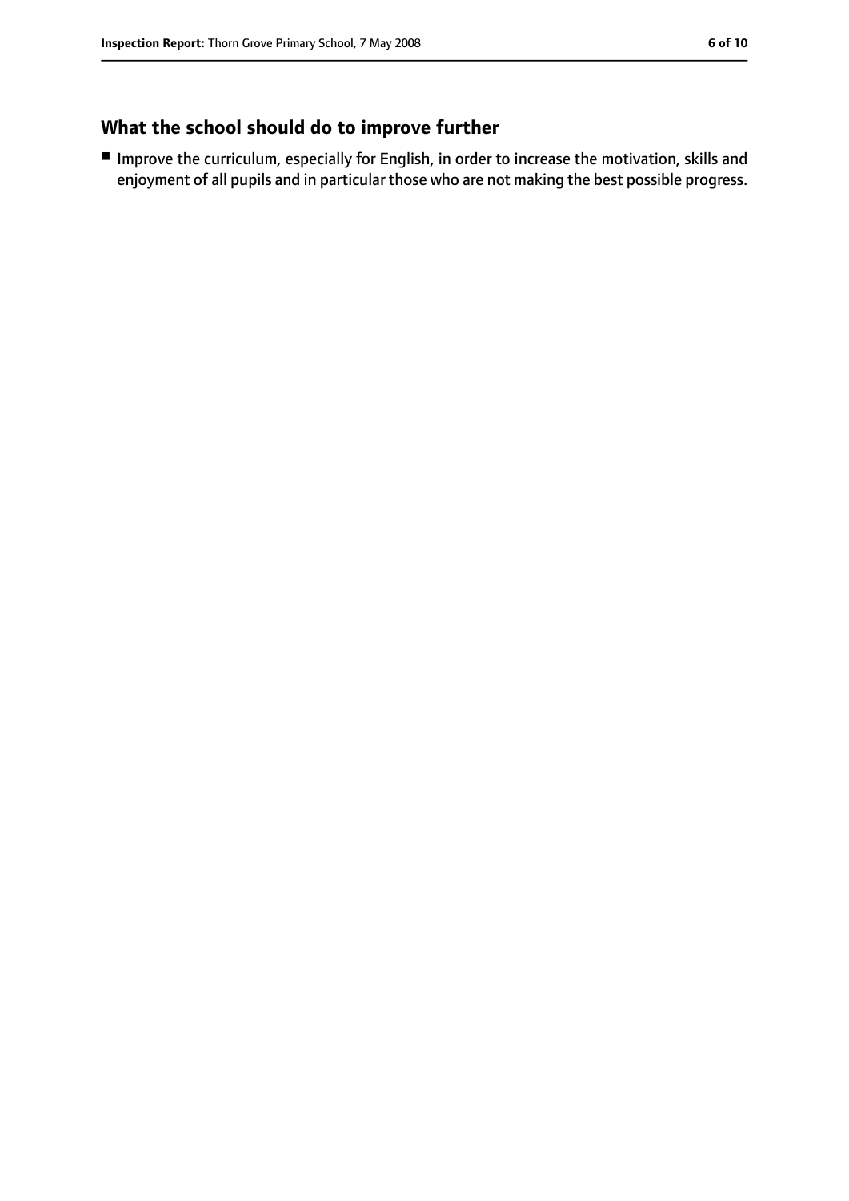## What the school should do to improve further

- Improve the curriculum, especially for English, in order to increase the motivation, skills and enjoyment of all pupils and in particular those who are not making the best possible progress.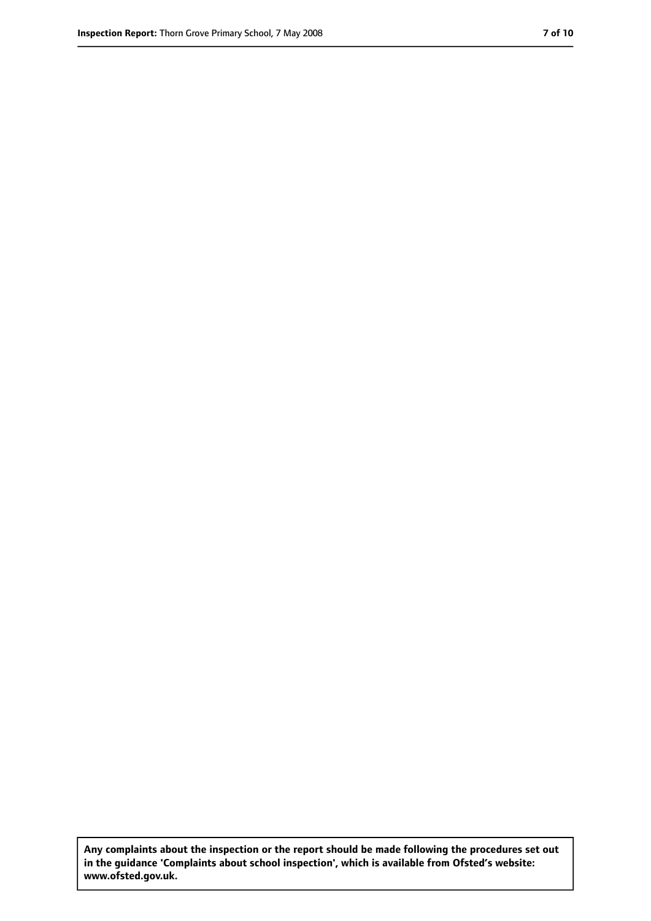**Any complaints about the inspection or the report should be made following the procedures set out in the guidance 'Complaints about school inspection', which is available from Ofsted's website: www.ofsted.gov.uk.**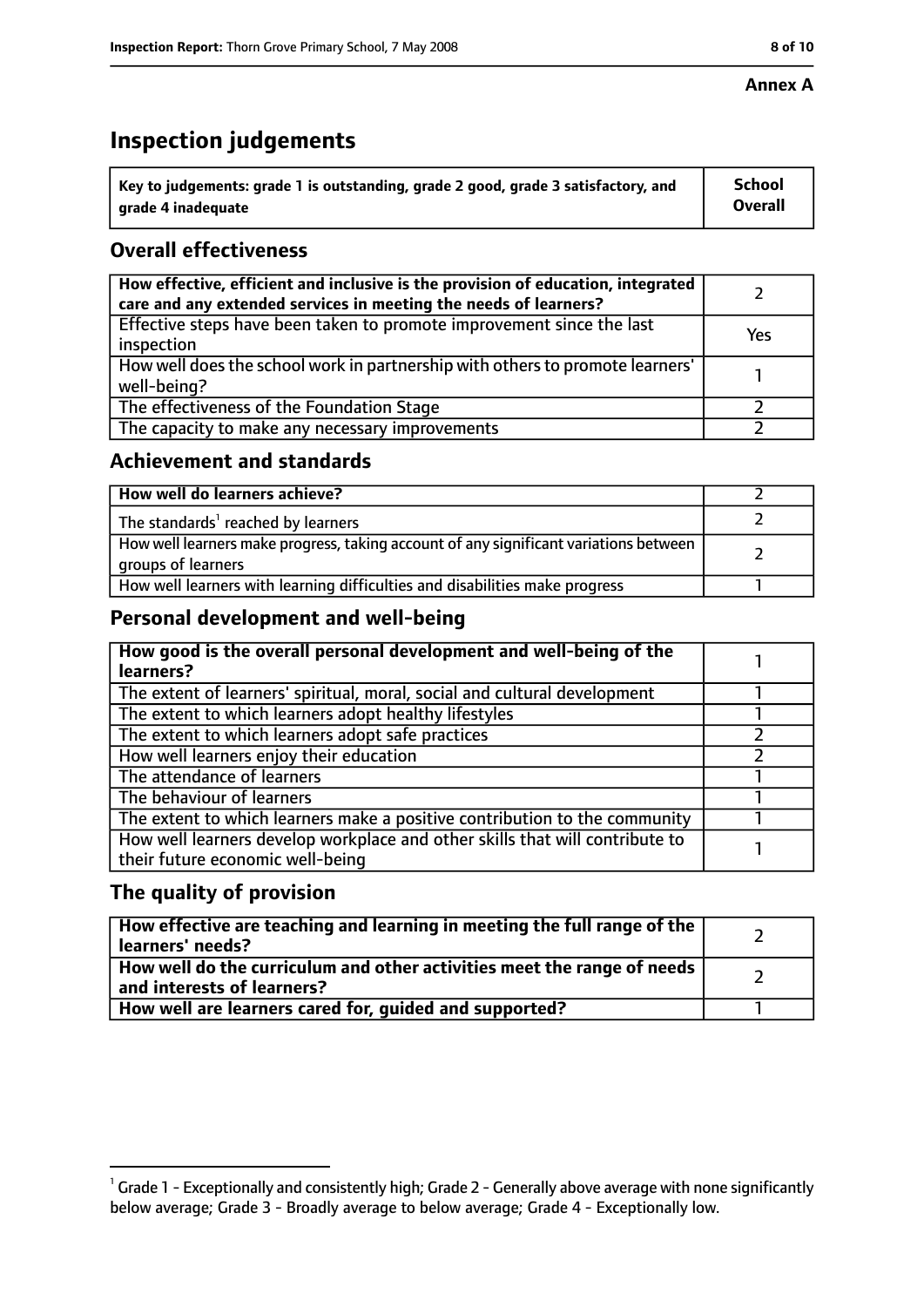**Annex A**

# Inspection judgements

| Key to judgements: grade 1 is outstanding, grade 2 good, grade 3 satisfactory, and grade 4 inadequate | School Overall |
|---|---|

## Overall effectiveness

| | |
|---|---|
| How effective, efficient and inclusive is the provision of education, integrated care and any extended services in meeting the needs of learners? | 2 |
| Effective steps have been taken to promote improvement since the last inspection | Yes |
| How well does the school work in partnership with others to promote learners' well-being? | 1 |
| The effectiveness of the Foundation Stage | 2 |
| The capacity to make any necessary improvements | 2 |

## Achievement and standards

| | |
|---|---|
| **How well do learners achieve?** | 2 |
| The standards[1] reached by learners | 2 |
| How well learners make progress, taking account of any significant variations between groups of learners | 2 |
| How well learners with learning difficulties and disabilities make progress | 1 |

## Personal development and well-being

| | |
|---|---|
| **How good is the overall personal development and well-being of the learners?** | 1 |
| The extent of learners' spiritual, moral, social and cultural development | 1 |
| The extent to which learners adopt healthy lifestyles | 1 |
| The extent to which learners adopt safe practices | 2 |
| How well learners enjoy their education | 2 |
| The attendance of learners | 1 |
| The behaviour of learners | 1 |
| The extent to which learners make a positive contribution to the community | 1 |
| How well learners develop workplace and other skills that will contribute to their future economic well-being | 1 |

## The quality of provision

| | |
|---|---|
| **How effective are teaching and learning in meeting the full range of the learners' needs?** | 2 |
| **How well do the curriculum and other activities meet the range of needs and interests of learners?** | 2 |
| **How well are learners cared for, guided and supported?** | 1 |

[1] Grade 1 - Exceptionally and consistently high; Grade 2 - Generally above average with none significantly below average; Grade 3 - Broadly average to below average; Grade 4 - Exceptionally low.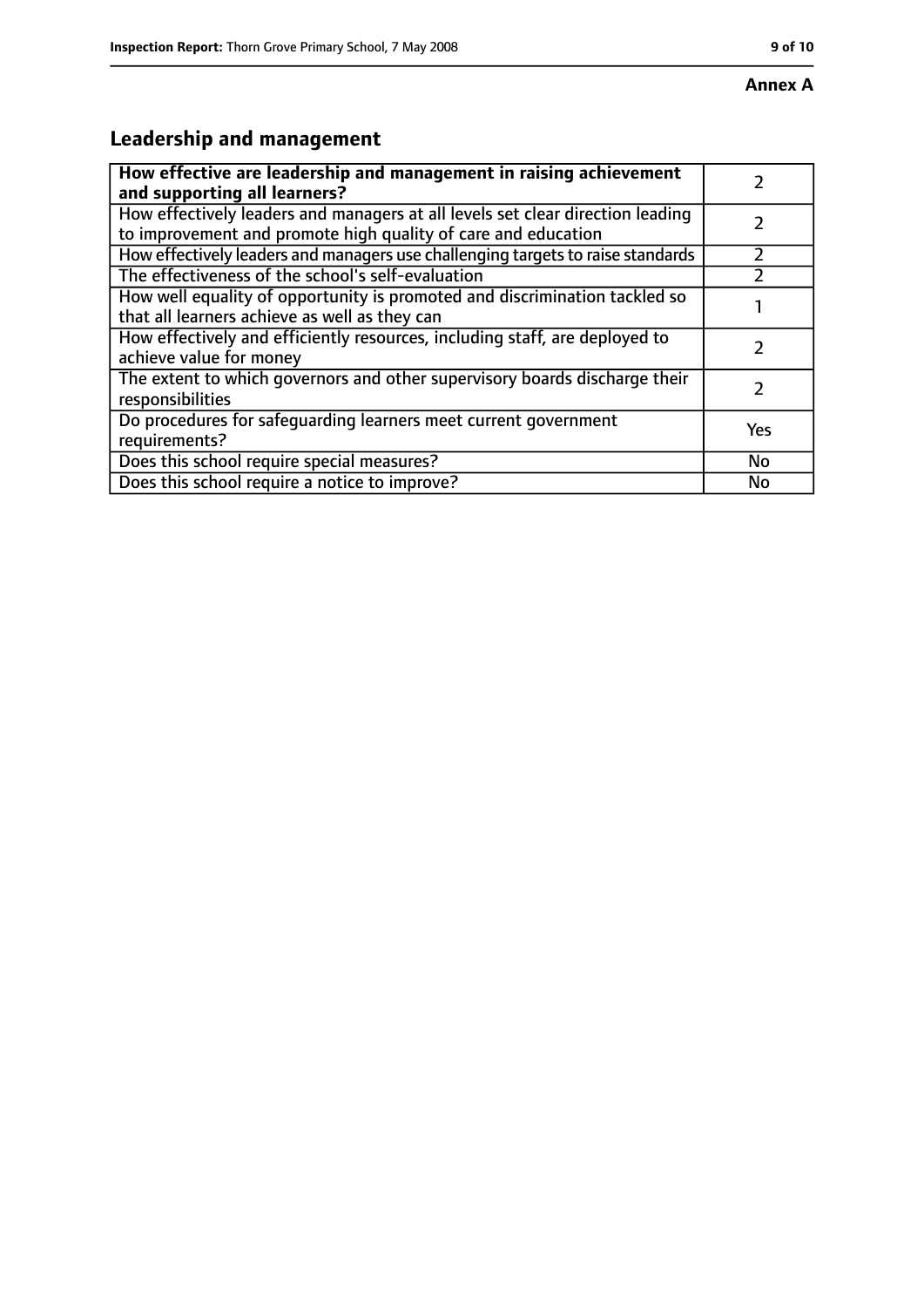**Annex A**

## Leadership and management

| **How effective are leadership and management in raising achievement and supporting all learners?** | 2 |
|---|---|
| How effectively leaders and managers at all levels set clear direction leading to improvement and promote high quality of care and education | 2 |
| How effectively leaders and managers use challenging targets to raise standards | 2 |
| The effectiveness of the school's self-evaluation | 2 |
| How well equality of opportunity is promoted and discrimination tackled so that all learners achieve as well as they can | 1 |
| How effectively and efficiently resources, including staff, are deployed to achieve value for money | 2 |
| The extent to which governors and other supervisory boards discharge their responsibilities | 2 |
| Do procedures for safeguarding learners meet current government requirements? | Yes |
| Does this school require special measures? | No |
| Does this school require a notice to improve? | No |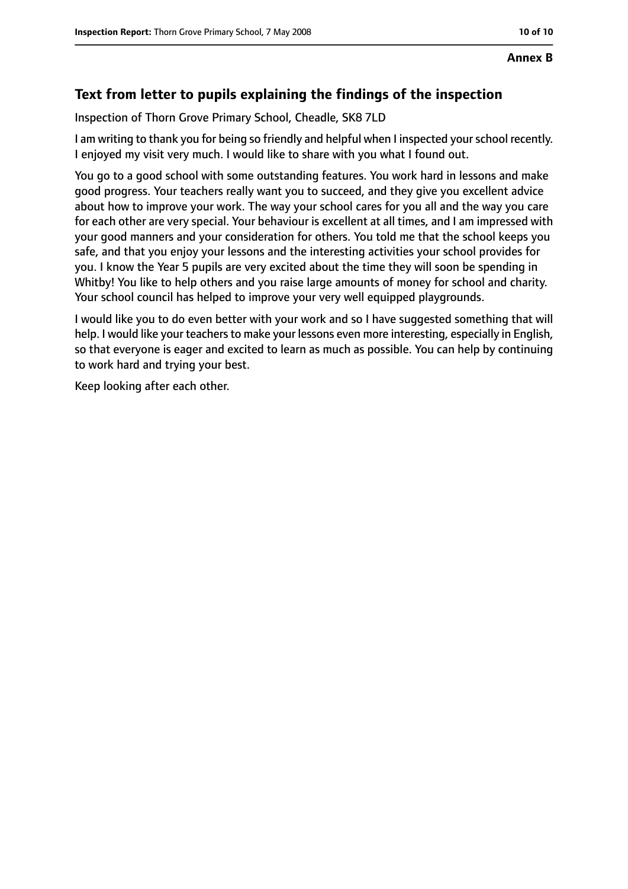**Annex B**

## Text from letter to pupils explaining the findings of the inspection

Inspection of Thorn Grove Primary School, Cheadle, SK8 7LD

I am writing to thank you for being so friendly and helpful when I inspected your school recently. I enjoyed my visit very much. I would like to share with you what I found out.

You go to a good school with some outstanding features. You work hard in lessons and make good progress. Your teachers really want you to succeed, and they give you excellent advice about how to improve your work. The way your school cares for you all and the way you care for each other are very special. Your behaviour is excellent at all times, and I am impressed with your good manners and your consideration for others. You told me that the school keeps you safe, and that you enjoy your lessons and the interesting activities your school provides for you. I know the Year 5 pupils are very excited about the time they will soon be spending in Whitby! You like to help others and you raise large amounts of money for school and charity. Your school council has helped to improve your very well equipped playgrounds.

I would like you to do even better with your work and so I have suggested something that will help. I would like your teachers to make your lessons even more interesting, especially in English, so that everyone is eager and excited to learn as much as possible. You can help by continuing to work hard and trying your best.

Keep looking after each other.